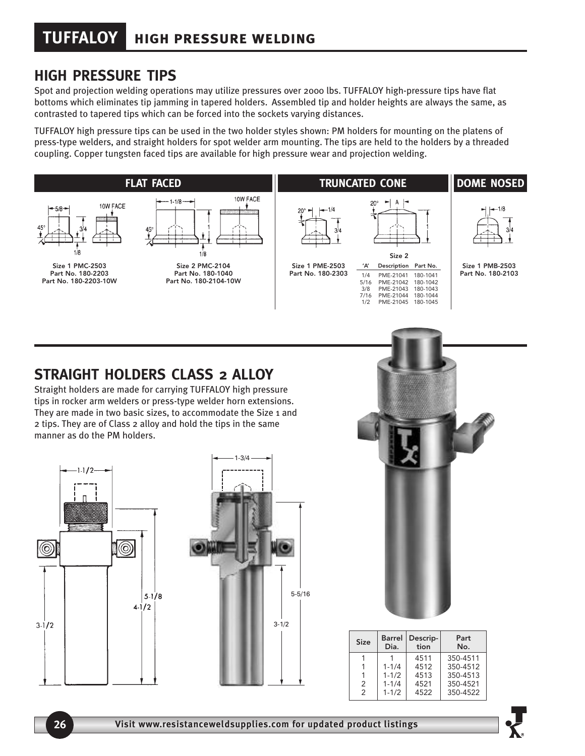# TUFFALOY HIGH PRESSURE WELDING

## HIGH PRESSURE TIPS

Spot and projection welding operations may utilize pressures over 2000 lbs. TUFFALOY high-pressure tips have flat bottoms which eliminates tip jamming in tapered holders. Assembled tip and holder heights are always the same, as contrasted to tapered tips which can be forced into the sockets varying distances.

TUFFALOY high pressure tips can be used in the two holder styles shown: PM holders for mounting on the platens of press-type welders, and straight holders for spot welder arm mounting. The tips are held to the holders by a threaded coupling. Copper tungsten faced tips are available for high pressure wear and projection welding.

### FLAT FACED

**Size 1 PMC-2503**
**Part No. 180-2203**
**Part No. 180-2203-10W**

**Size 2 PMC-2104**
**Part No. 180-1040**
**Part No. 180-2104-10W**

### TRUNCATED CONE

**Size 1 PME-2503**
**Part No. 180-2303**

Size 2

| 'A' | Description | Part No. |
|---|---|---|
| 1/4 | PME-21041 | 180-1041 |
| 5/16 | PME-21042 | 180-1042 |
| 3/8 | PME-21043 | 180-1043 |
| 7/16 | PME-21044 | 180-1044 |
| 1/2 | PME-21045 | 180-1045 |

### DOME NOSED

**Size 1 PMB-2503**
**Part No. 180-2103**

## STRAIGHT HOLDERS CLASS 2 ALLOY

Straight holders are made for carrying TUFFALOY high pressure tips in rocker arm welders or press-type welder horn extensions. They are made in two basic sizes, to accommodate the Size 1 and 2 tips. They are of Class 2 alloy and hold the tips in the same manner as do the PM holders.

| Size | Barrel Dia. | Description | Part No. |
|---|---|---|---|
| 1 | 1 | 4511 | 350-4511 |
| 1 | 1-1/4 | 4512 | 350-4512 |
| 1 | 1-1/2 | 4513 | 350-4513 |
| 2 | 1-1/4 | 4521 | 350-4521 |
| 2 | 1-1/2 | 4522 | 350-4522 |

Visit www.resistanceweldsupplies.com for updated product listings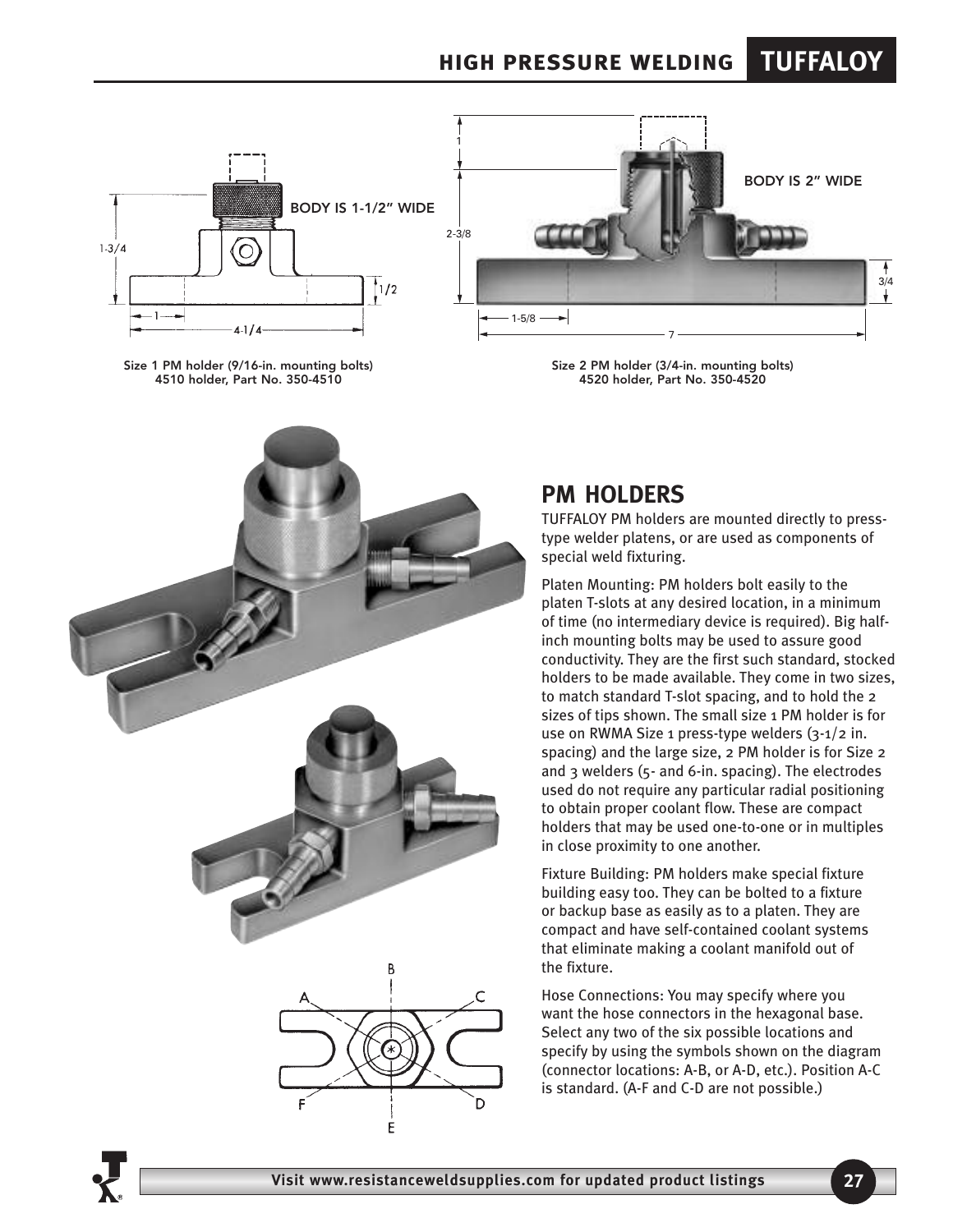BODY IS 1-1/2" WIDE

1-3/4

1/2

1

4-1/4

Size 1 PM holder (9/16-in. mounting bolts)
4510 holder, Part No. 350-4510

1

2-3/8

BODY IS 2" WIDE

3/4

1-5/8

7

Size 2 PM holder (3/4-in. mounting bolts)
4520 holder, Part No. 350-4520

## PM HOLDERS

TUFFALOY PM holders are mounted directly to press-type welder platens, or are used as components of special weld fixturing.

Platen Mounting: PM holders bolt easily to the platen T-slots at any desired location, in a minimum of time (no intermediary device is required). Big half-inch mounting bolts may be used to assure good conductivity. They are the first such standard, stocked holders to be made available. They come in two sizes, to match standard T-slot spacing, and to hold the 2 sizes of tips shown. The small size 1 PM holder is for use on RWMA Size 1 press-type welders (3-1/2 in. spacing) and the large size, 2 PM holder is for Size 2 and 3 welders (5- and 6-in. spacing). The electrodes used do not require any particular radial positioning to obtain proper coolant flow. These are compact holders that may be used one-to-one or in multiples in close proximity to one another.

Fixture Building: PM holders make special fixture building easy too. They can be bolted to a fixture or backup base as easily as to a platen. They are compact and have self-contained coolant systems that eliminate making a coolant manifold out of the fixture.

Hose Connections: You may specify where you want the hose connectors in the hexagonal base. Select any two of the six possible locations and specify by using the symbols shown on the diagram (connector locations: A-B, or A-D, etc.). Position A-C is standard. (A-F and C-D are not possible.)

A B C D E F